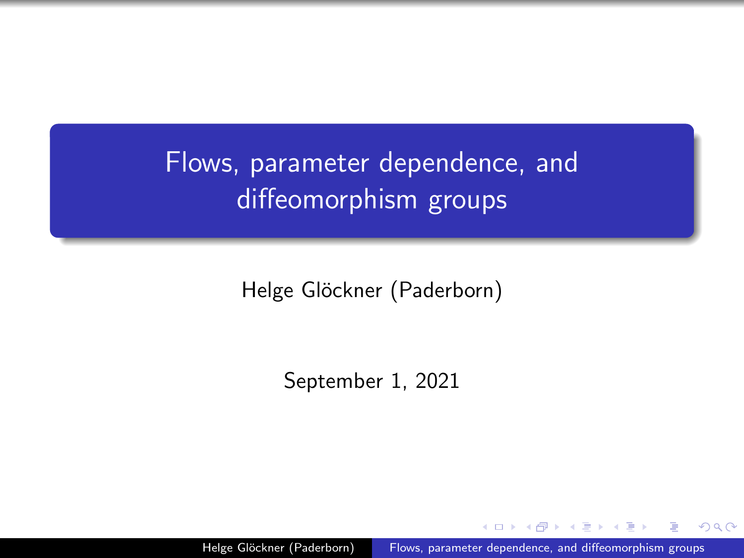# Flows, parameter dependence, and diffeomorphism groups

Helge Glöckner (Paderborn)

September 1, 2021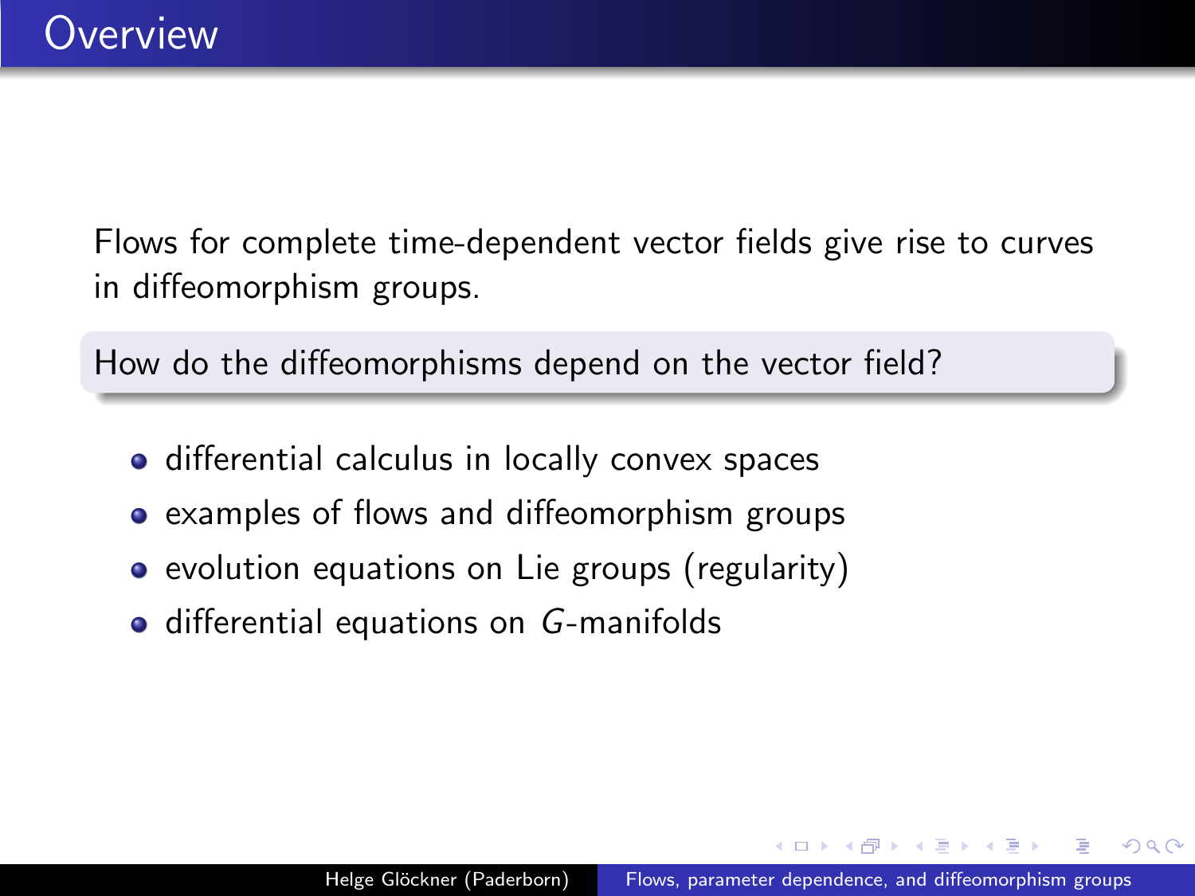# Overview

Flows for complete time-dependent vector fields give rise to curves in diffeomorphism groups.

How do the diffeomorphisms depend on the vector field?

- differential calculus in locally convex spaces
- examples of flows and diffeomorphism groups
- evolution equations on Lie groups (regularity)
- differential equations on $G$-manifolds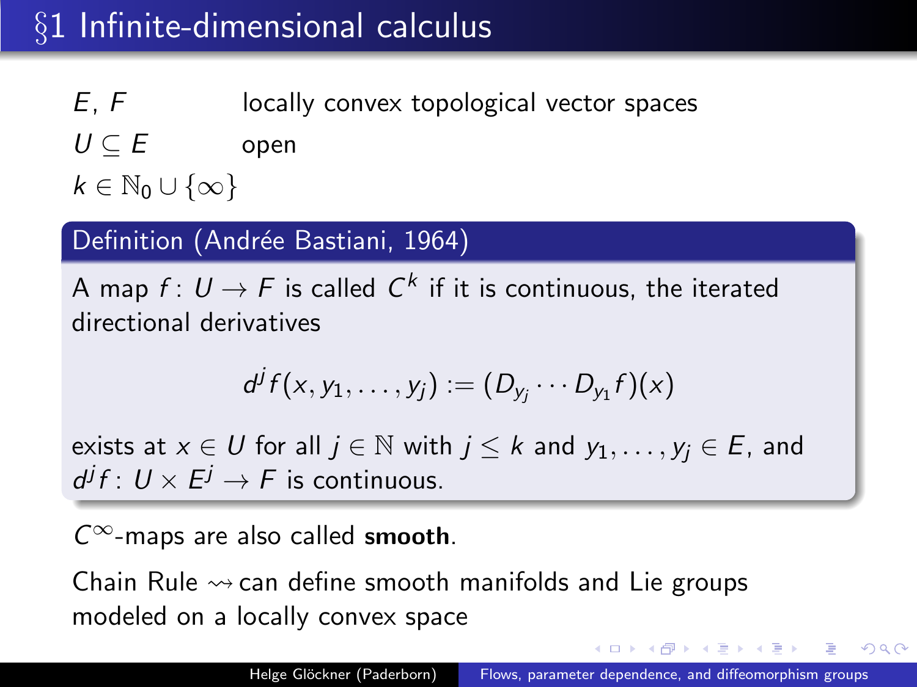# §1 Infinite-dimensional calculus

$E$, $F$ locally convex topological vector spaces

$U \subseteq E$ open

$k \in \mathbb{N}_0 \cup \{\infty\}$

**Definition (Andrée Bastiani, 1964)**

A map $f\colon U \to F$ is called $C^k$ if it is continuous, the iterated directional derivatives

$$d^j f(x, y_1, \ldots, y_j) := (D_{y_j} \cdots D_{y_1} f)(x)$$

exists at $x \in U$ for all $j \in \mathbb{N}$ with $j \leq k$ and $y_1, \ldots, y_j \in E$, and $d^j f\colon U \times E^j \to F$ is continuous.

$C^\infty$-maps are also called **smooth**.

Chain Rule $\rightsquigarrow$ can define smooth manifolds and Lie groups modeled on a locally convex space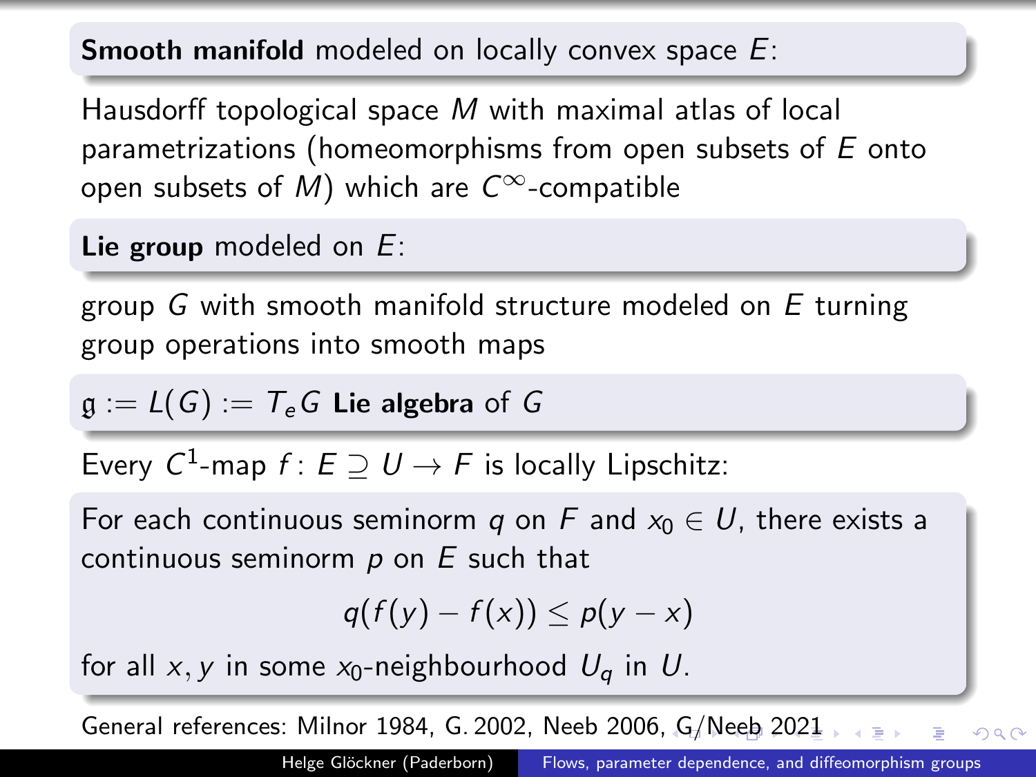**Smooth manifold** modeled on locally convex space $E$:

Hausdorff topological space $M$ with maximal atlas of local parametrizations (homeomorphisms from open subsets of $E$ onto open subsets of $M$) which are $C^\infty$-compatible

**Lie group** modeled on $E$:

group $G$ with smooth manifold structure modeled on $E$ turning group operations into smooth maps

$\mathfrak{g} := L(G) := T_e G$ **Lie algebra** of $G$

Every $C^1$-map $f\colon E \supseteq U \to F$ is locally Lipschitz:

For each continuous seminorm $q$ on $F$ and $x_0 \in U$, there exists a continuous seminorm $p$ on $E$ such that

$$q(f(y) - f(x)) \leq p(y - x)$$

for all $x, y$ in some $x_0$-neighbourhood $U_q$ in $U$.

General references: Milnor 1984, G. 2002, Neeb 2006, G/Neeb 2021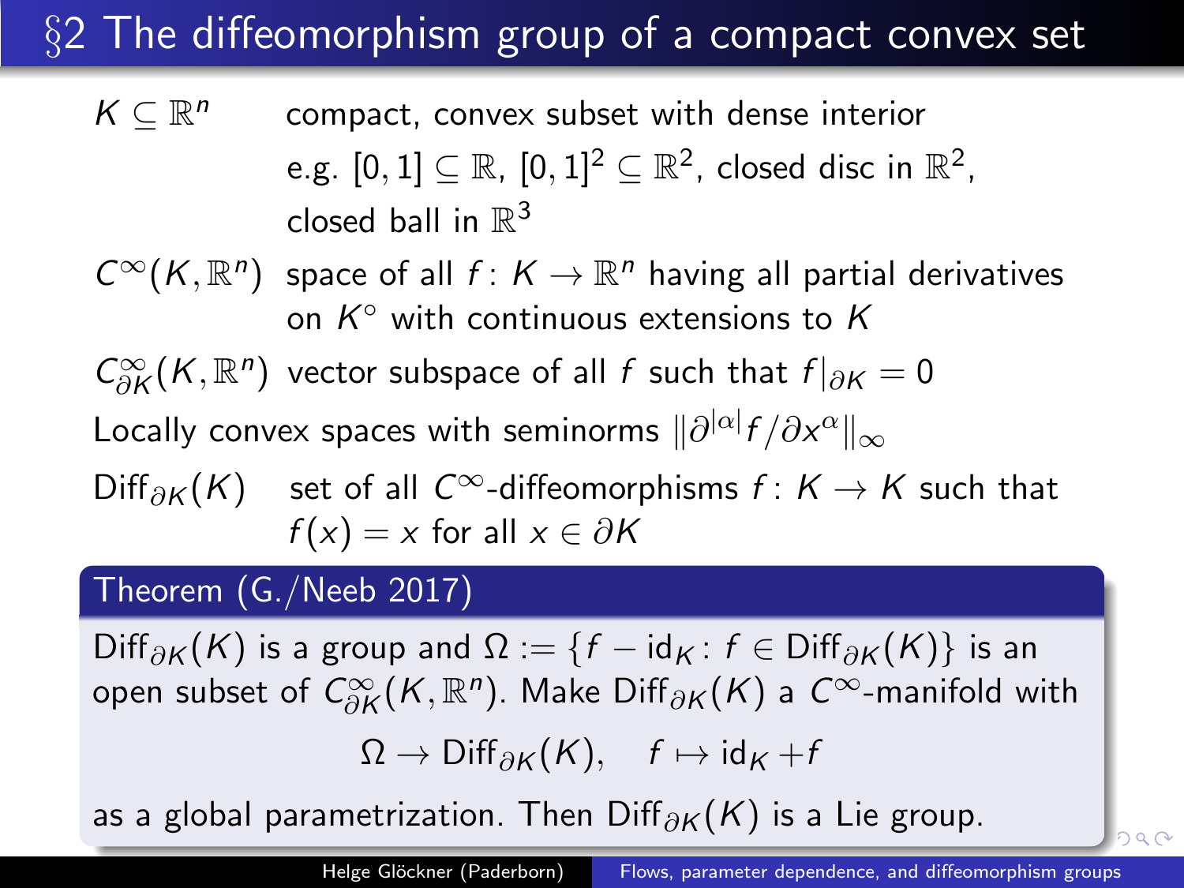# §2 The diffeomorphism group of a compact convex set

$K \subseteq \mathbb{R}^n$ — compact, convex subset with dense interior e.g. $[0,1] \subseteq \mathbb{R}$, $[0,1]^2 \subseteq \mathbb{R}^2$, closed disc in $\mathbb{R}^2$, closed ball in $\mathbb{R}^3$

$C^\infty(K, \mathbb{R}^n)$ — space of all $f \colon K \to \mathbb{R}^n$ having all partial derivatives on $K^\circ$ with continuous extensions to $K$

$C^\infty_{\partial K}(K, \mathbb{R}^n)$ — vector subspace of all $f$ such that $f|_{\partial K} = 0$

Locally convex spaces with seminorms $\|\partial^{|\alpha|} f / \partial x^\alpha\|_\infty$

$\mathrm{Diff}_{\partial K}(K)$ — set of all $C^\infty$-diffeomorphisms $f \colon K \to K$ such that $f(x) = x$ for all $x \in \partial K$

**Theorem (G./Neeb 2017)**

$\mathrm{Diff}_{\partial K}(K)$ is a group and $\Omega := \{f - \mathrm{id}_K \colon f \in \mathrm{Diff}_{\partial K}(K)\}$ is an open subset of $C^\infty_{\partial K}(K, \mathbb{R}^n)$. Make $\mathrm{Diff}_{\partial K}(K)$ a $C^\infty$-manifold with

$$\Omega \to \mathrm{Diff}_{\partial K}(K), \quad f \mapsto \mathrm{id}_K + f$$

as a global parametrization. Then $\mathrm{Diff}_{\partial K}(K)$ is a Lie group.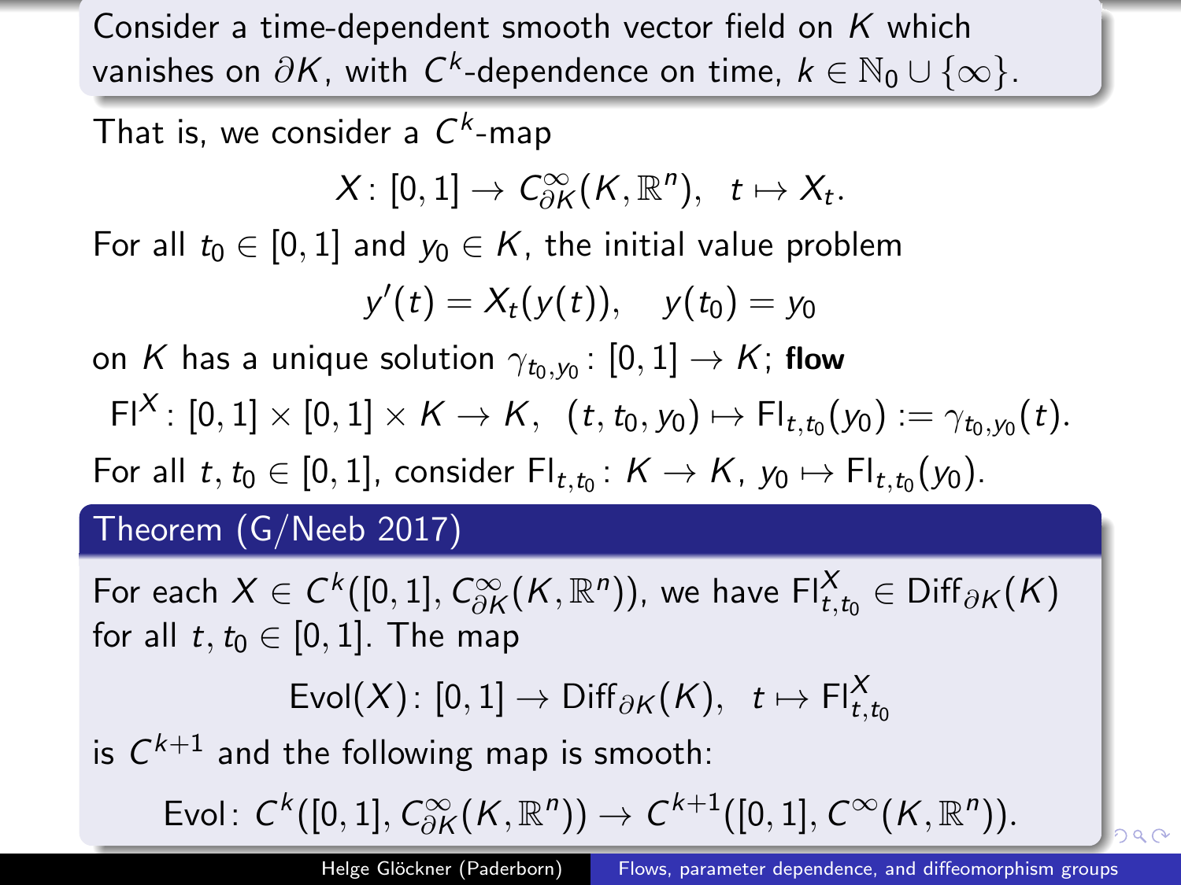Consider a time-dependent smooth vector field on $K$ which vanishes on $\partial K$, with $C^k$-dependence on time, $k \in \mathbb{N}_0 \cup \{\infty\}$.

That is, we consider a $C^k$-map

$$X\colon [0,1] \to C^\infty_{\partial K}(K, \mathbb{R}^n), \;\; t \mapsto X_t.$$

For all $t_0 \in [0,1]$ and $y_0 \in K$, the initial value problem

$$y'(t) = X_t(y(t)), \quad y(t_0) = y_0$$

on $K$ has a unique solution $\gamma_{t_0,y_0}\colon [0,1] \to K$; **flow**

$$\mathrm{Fl}^X\colon [0,1] \times [0,1] \times K \to K, \;\; (t, t_0, y_0) \mapsto \mathrm{Fl}_{t,t_0}(y_0) := \gamma_{t_0,y_0}(t).$$

For all $t, t_0 \in [0,1]$, consider $\mathrm{Fl}_{t,t_0}\colon K \to K$, $y_0 \mapsto \mathrm{Fl}_{t,t_0}(y_0)$.

**Theorem (G/Neeb 2017)**

For each $X \in C^k([0,1], C^\infty_{\partial K}(K, \mathbb{R}^n))$, we have $\mathrm{Fl}^X_{t,t_0} \in \mathrm{Diff}_{\partial K}(K)$ for all $t, t_0 \in [0,1]$. The map

$$\mathrm{Evol}(X)\colon [0,1] \to \mathrm{Diff}_{\partial K}(K), \;\; t \mapsto \mathrm{Fl}^X_{t,t_0}$$

is $C^{k+1}$ and the following map is smooth:

$$\mathrm{Evol}\colon C^k([0,1], C^\infty_{\partial K}(K, \mathbb{R}^n)) \to C^{k+1}([0,1], C^\infty(K, \mathbb{R}^n)).$$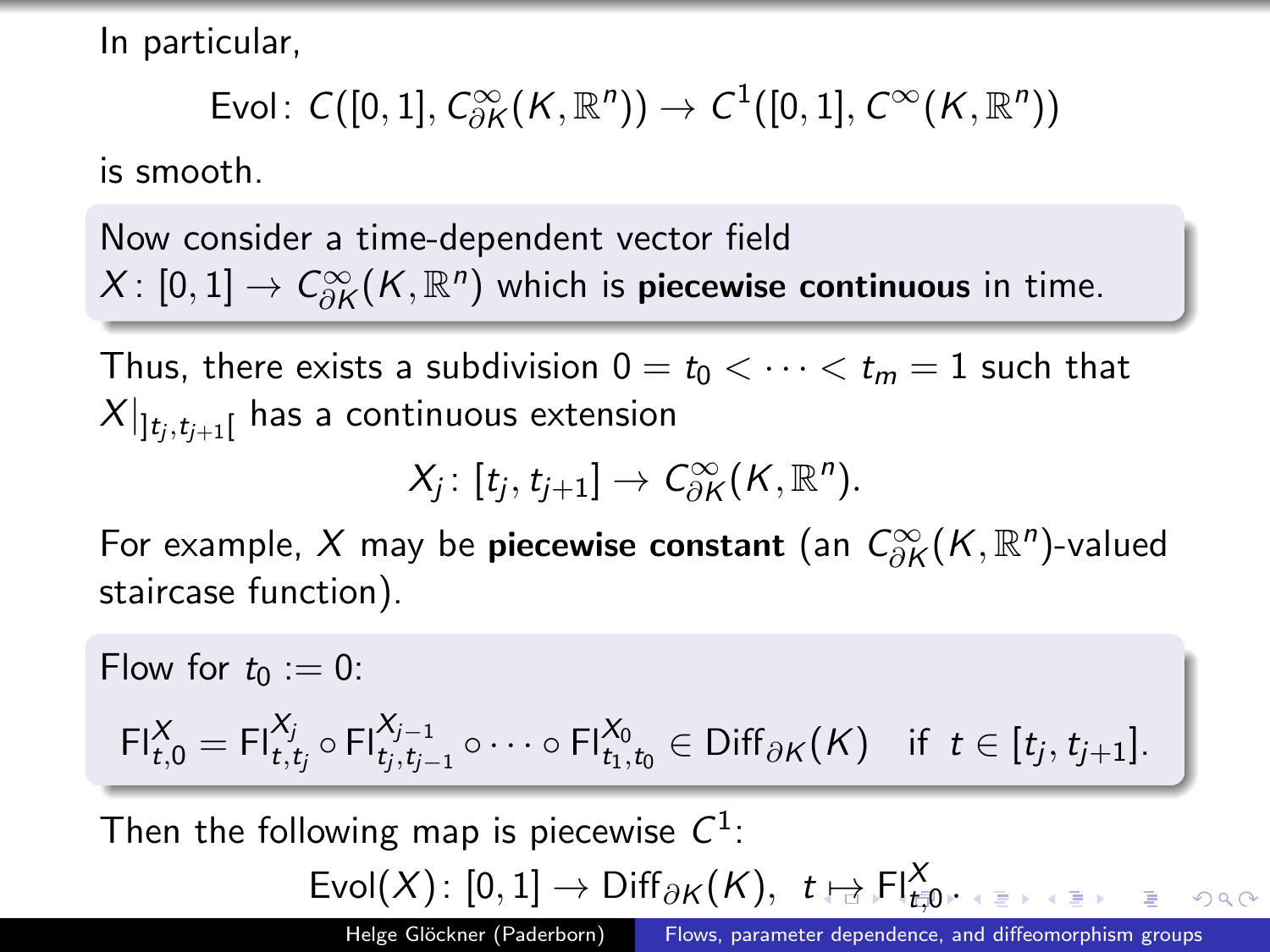In particular,

$$\mathrm{Evol}\colon C([0,1], C^\infty_{\partial K}(K,\mathbb{R}^n)) \to C^1([0,1], C^\infty(K,\mathbb{R}^n))$$

is smooth.

Now consider a time-dependent vector field $X\colon [0,1] \to C^\infty_{\partial K}(K,\mathbb{R}^n)$ which is **piecewise continuous** in time.

Thus, there exists a subdivision $0 = t_0 < \cdots < t_m = 1$ such that $X|_{]t_j,t_{j+1}[}$ has a continuous extension

$$X_j\colon [t_j, t_{j+1}] \to C^\infty_{\partial K}(K,\mathbb{R}^n).$$

For example, $X$ may be **piecewise constant** (an $C^\infty_{\partial K}(K,\mathbb{R}^n)$-valued staircase function).

Flow for $t_0 := 0$:

$$\mathrm{Fl}^X_{t,0} = \mathrm{Fl}^{X_j}_{t,t_j} \circ \mathrm{Fl}^{X_{j-1}}_{t_j,t_{j-1}} \circ \cdots \circ \mathrm{Fl}^{X_0}_{t_1,t_0} \in \mathrm{Diff}_{\partial K}(K) \quad \text{if } \; t \in [t_j, t_{j+1}].$$

Then the following map is piecewise $C^1$:

$$\mathrm{Evol}(X)\colon [0,1] \to \mathrm{Diff}_{\partial K}(K), \;\; t \mapsto \mathrm{Fl}^X_{t,0}.$$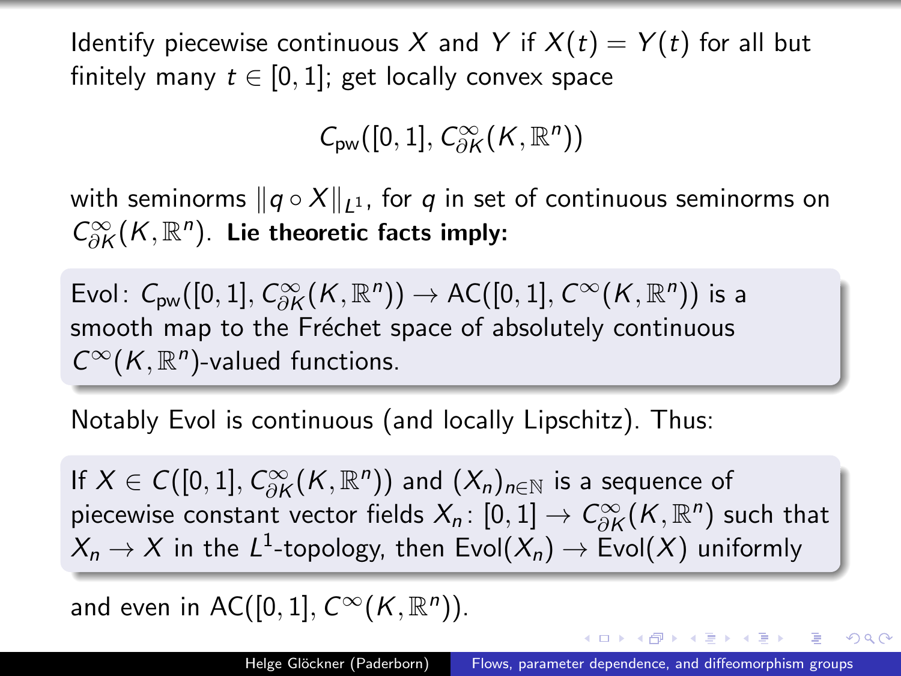Identify piecewise continuous $X$ and $Y$ if $X(t) = Y(t)$ for all but finitely many $t \in [0,1]$; get locally convex space

$$C_{\mathrm{pw}}([0,1], C^\infty_{\partial K}(K, \mathbb{R}^n))$$

with seminorms $\|q \circ X\|_{L^1}$, for $q$ in set of continuous seminorms on $C^\infty_{\partial K}(K, \mathbb{R}^n)$. **Lie theoretic facts imply:**

> Evol: $C_{\mathrm{pw}}([0,1], C^\infty_{\partial K}(K, \mathbb{R}^n)) \to \mathrm{AC}([0,1], C^\infty(K, \mathbb{R}^n))$ is a smooth map to the Fréchet space of absolutely continuous $C^\infty(K, \mathbb{R}^n)$-valued functions.

Notably Evol is continuous (and locally Lipschitz). Thus:

> If $X \in C([0,1], C^\infty_{\partial K}(K, \mathbb{R}^n))$ and $(X_n)_{n \in \mathbb{N}}$ is a sequence of piecewise constant vector fields $X_n \colon [0,1] \to C^\infty_{\partial K}(K, \mathbb{R}^n)$ such that $X_n \to X$ in the $L^1$-topology, then $\mathrm{Evol}(X_n) \to \mathrm{Evol}(X)$ uniformly

and even in $\mathrm{AC}([0,1], C^\infty(K, \mathbb{R}^n))$.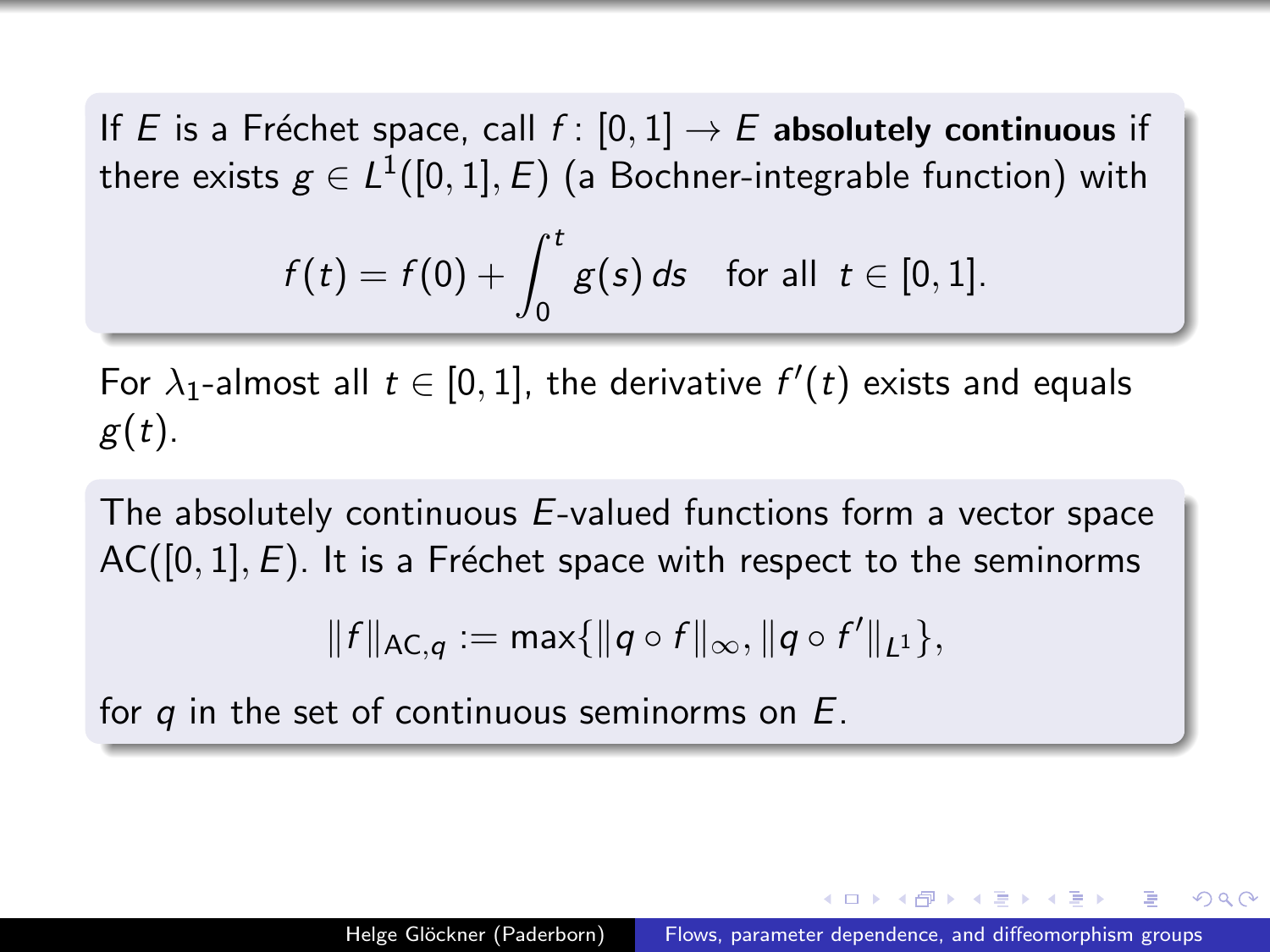If $E$ is a Fréchet space, call $f\colon [0,1] \to E$ **absolutely continuous** if there exists $g \in L^1([0,1], E)$ (a Bochner-integrable function) with

$$f(t) = f(0) + \int_0^t g(s)\, ds \quad \text{for all } \ t \in [0,1].$$

For $\lambda_1$-almost all $t \in [0,1]$, the derivative $f'(t)$ exists and equals $g(t)$.

The absolutely continuous $E$-valued functions form a vector space $\mathrm{AC}([0,1], E)$. It is a Fréchet space with respect to the seminorms

$$\|f\|_{\mathrm{AC},q} := \max\{\|q \circ f\|_\infty, \|q \circ f'\|_{L^1}\},$$

for $q$ in the set of continuous seminorms on $E$.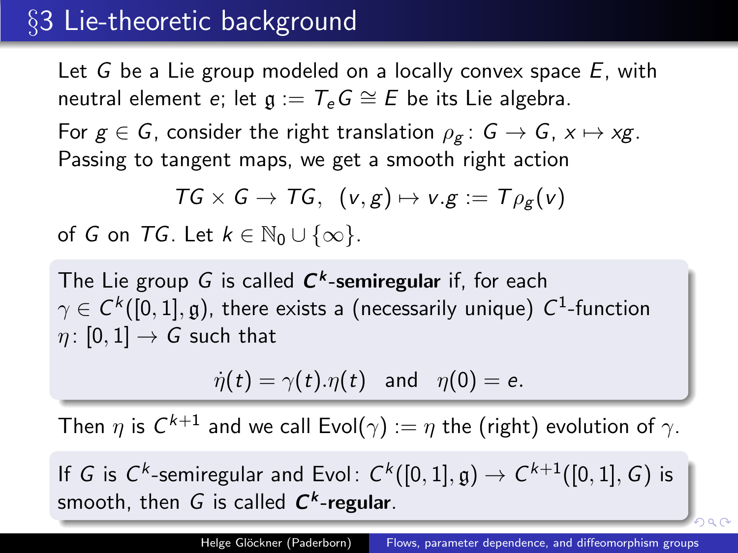# §3 Lie-theoretic background

Let $G$ be a Lie group modeled on a locally convex space $E$, with neutral element $e$; let $\mathfrak{g} := T_e G \cong E$ be its Lie algebra.

For $g \in G$, consider the right translation $\rho_g \colon G \to G$, $x \mapsto xg$. Passing to tangent maps, we get a smooth right action

$$TG \times G \to TG, \quad (v, g) \mapsto v.g := T\rho_g(v)$$

of $G$ on $TG$. Let $k \in \mathbb{N}_0 \cup \{\infty\}$.

The Lie group $G$ is called **$C^k$-semiregular** if, for each $\gamma \in C^k([0,1], \mathfrak{g})$, there exists a (necessarily unique) $C^1$-function $\eta \colon [0,1] \to G$ such that

$$\dot{\eta}(t) = \gamma(t).\eta(t) \quad \text{and} \quad \eta(0) = e.$$

Then $\eta$ is $C^{k+1}$ and we call $\mathrm{Evol}(\gamma) := \eta$ the (right) evolution of $\gamma$.

If $G$ is $C^k$-semiregular and $\mathrm{Evol} \colon C^k([0,1], \mathfrak{g}) \to C^{k+1}([0,1], G)$ is smooth, then $G$ is called **$C^k$-regular**.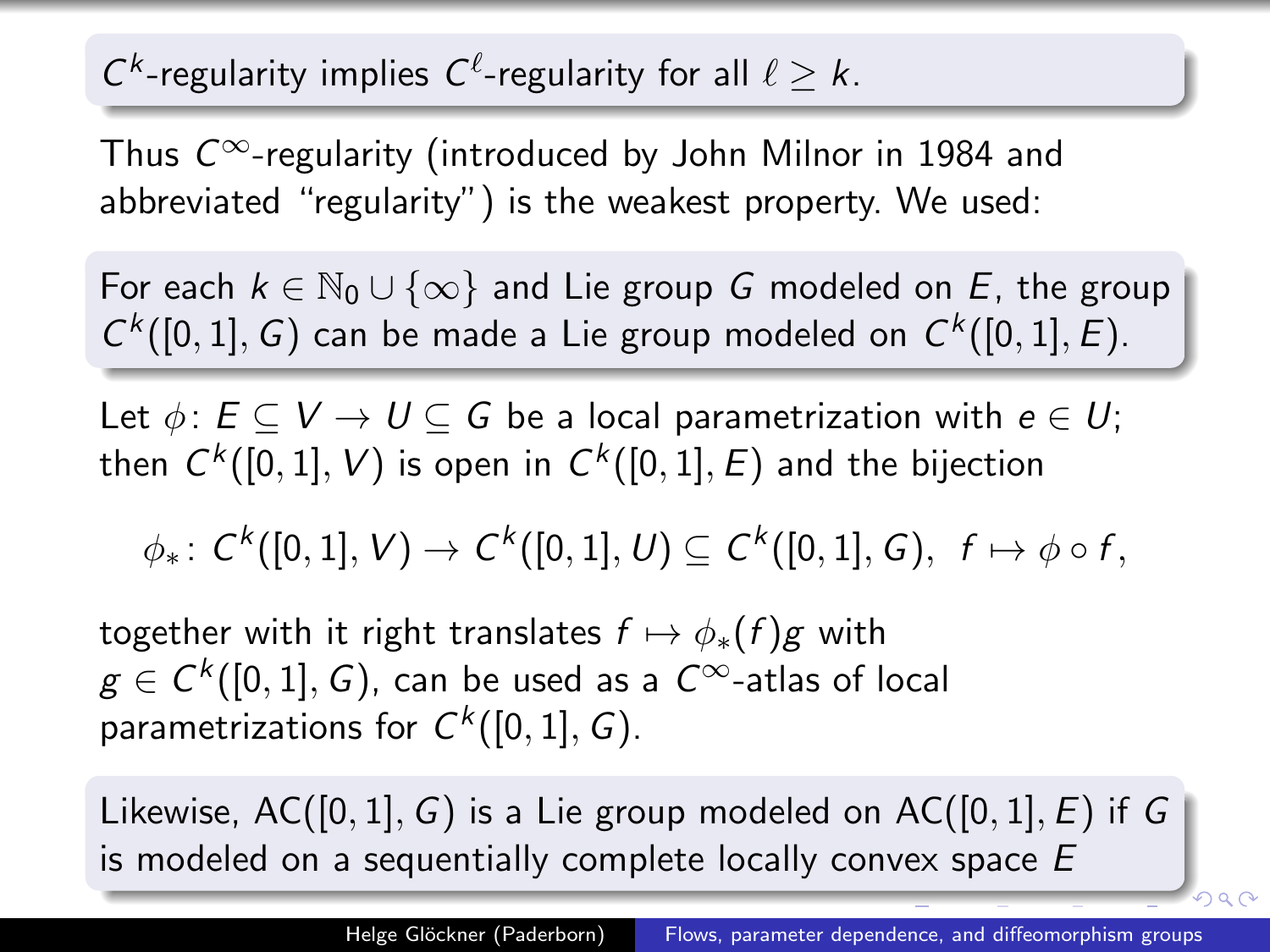$C^k$-regularity implies $C^\ell$-regularity for all $\ell \geq k$.

Thus $C^\infty$-regularity (introduced by John Milnor in 1984 and abbreviated "regularity") is the weakest property. We used:

For each $k \in \mathbb{N}_0 \cup \{\infty\}$ and Lie group $G$ modeled on $E$, the group $C^k([0,1], G)$ can be made a Lie group modeled on $C^k([0,1], E)$.

Let $\phi\colon E \subseteq V \to U \subseteq G$ be a local parametrization with $e \in U$; then $C^k([0,1], V)$ is open in $C^k([0,1], E)$ and the bijection

$$\phi_*\colon C^k([0,1], V) \to C^k([0,1], U) \subseteq C^k([0,1], G), \;\; f \mapsto \phi \circ f,$$

together with it right translates $f \mapsto \phi_*(f)g$ with $g \in C^k([0,1], G)$, can be used as a $C^\infty$-atlas of local parametrizations for $C^k([0,1], G)$.

Likewise, $\mathrm{AC}([0,1], G)$ is a Lie group modeled on $\mathrm{AC}([0,1], E)$ if $G$ is modeled on a sequentially complete locally convex space $E$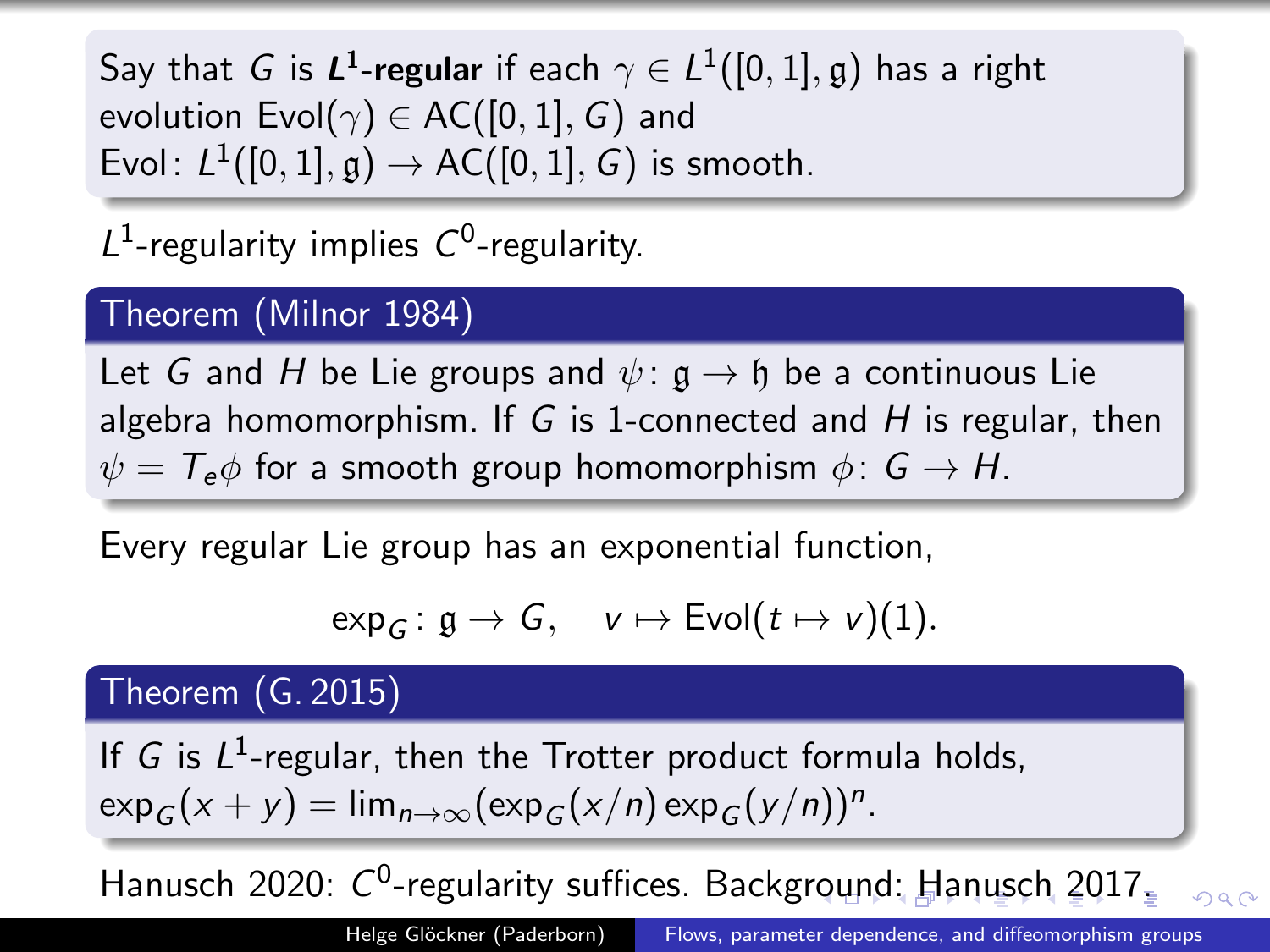Say that $G$ is **$L^1$-regular** if each $\gamma \in L^1([0,1],\mathfrak{g})$ has a right evolution $\mathrm{Evol}(\gamma) \in AC([0,1],G)$ and $\mathrm{Evol}\colon L^1([0,1],\mathfrak{g}) \to AC([0,1],G)$ is smooth.

$L^1$-regularity implies $C^0$-regularity.

**Theorem (Milnor 1984)**

Let $G$ and $H$ be Lie groups and $\psi\colon \mathfrak{g} \to \mathfrak{h}$ be a continuous Lie algebra homomorphism. If $G$ is 1-connected and $H$ is regular, then $\psi = T_e\phi$ for a smooth group homomorphism $\phi\colon G \to H$.

Every regular Lie group has an exponential function,

$$\exp_G\colon \mathfrak{g} \to G, \quad v \mapsto \mathrm{Evol}(t \mapsto v)(1).$$

**Theorem (G. 2015)**

If $G$ is $L^1$-regular, then the Trotter product formula holds, $\exp_G(x+y) = \lim_{n\to\infty}(\exp_G(x/n)\exp_G(y/n))^n$.

Hanusch 2020: $C^0$-regularity suffices. Background: Hanusch 2017.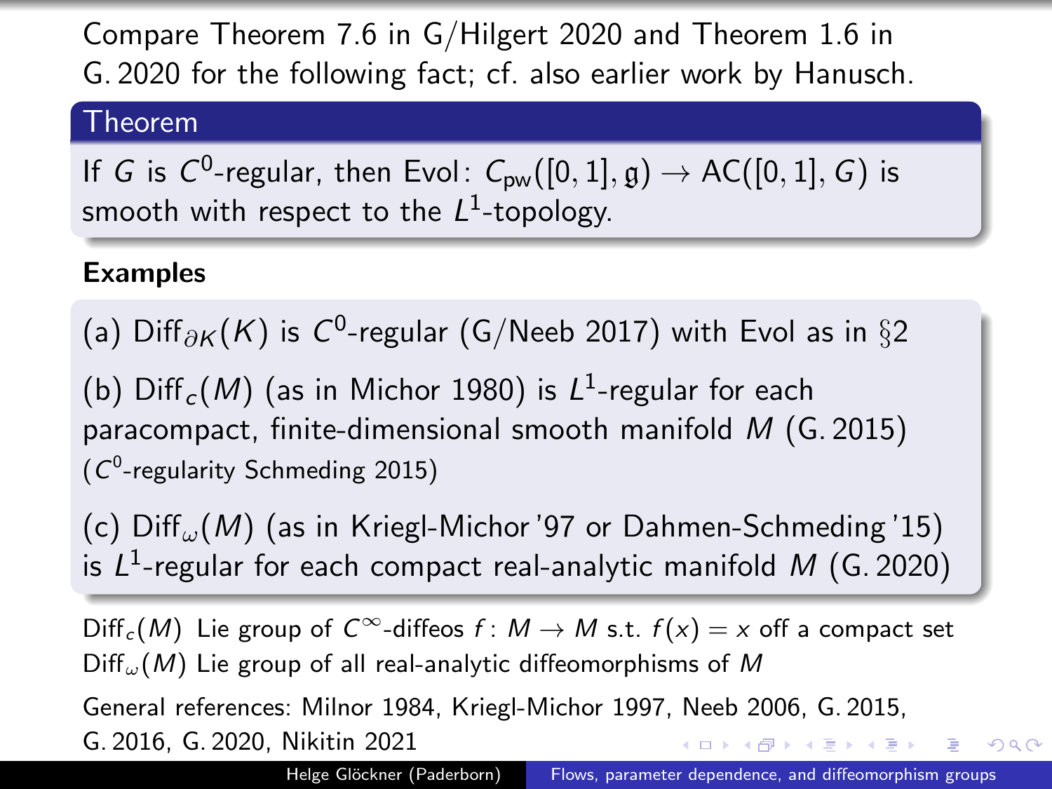Compare Theorem 7.6 in G/Hilgert 2020 and Theorem 1.6 in G. 2020 for the following fact; cf. also earlier work by Hanusch.

**Theorem**

If $G$ is $C^0$-regular, then $\text{Evol}\colon C_{\text{pw}}([0,1],\mathfrak{g}) \to \text{AC}([0,1],G)$ is smooth with respect to the $L^1$-topology.

**Examples**

(a) $\text{Diff}_{\partial K}(K)$ is $C^0$-regular (G/Neeb 2017) with Evol as in §2

(b) $\text{Diff}_c(M)$ (as in Michor 1980) is $L^1$-regular for each paracompact, finite-dimensional smooth manifold $M$ (G. 2015) ($C^0$-regularity Schmeding 2015)

(c) $\text{Diff}_\omega(M)$ (as in Kriegl-Michor '97 or Dahmen-Schmeding '15) is $L^1$-regular for each compact real-analytic manifold $M$ (G. 2020)

$\text{Diff}_c(M)$ Lie group of $C^\infty$-diffeos $f\colon M \to M$ s.t. $f(x) = x$ off a compact set
$\text{Diff}_\omega(M)$ Lie group of all real-analytic diffeomorphisms of $M$

General references: Milnor 1984, Kriegl-Michor 1997, Neeb 2006, G. 2015, G. 2016, G. 2020, Nikitin 2021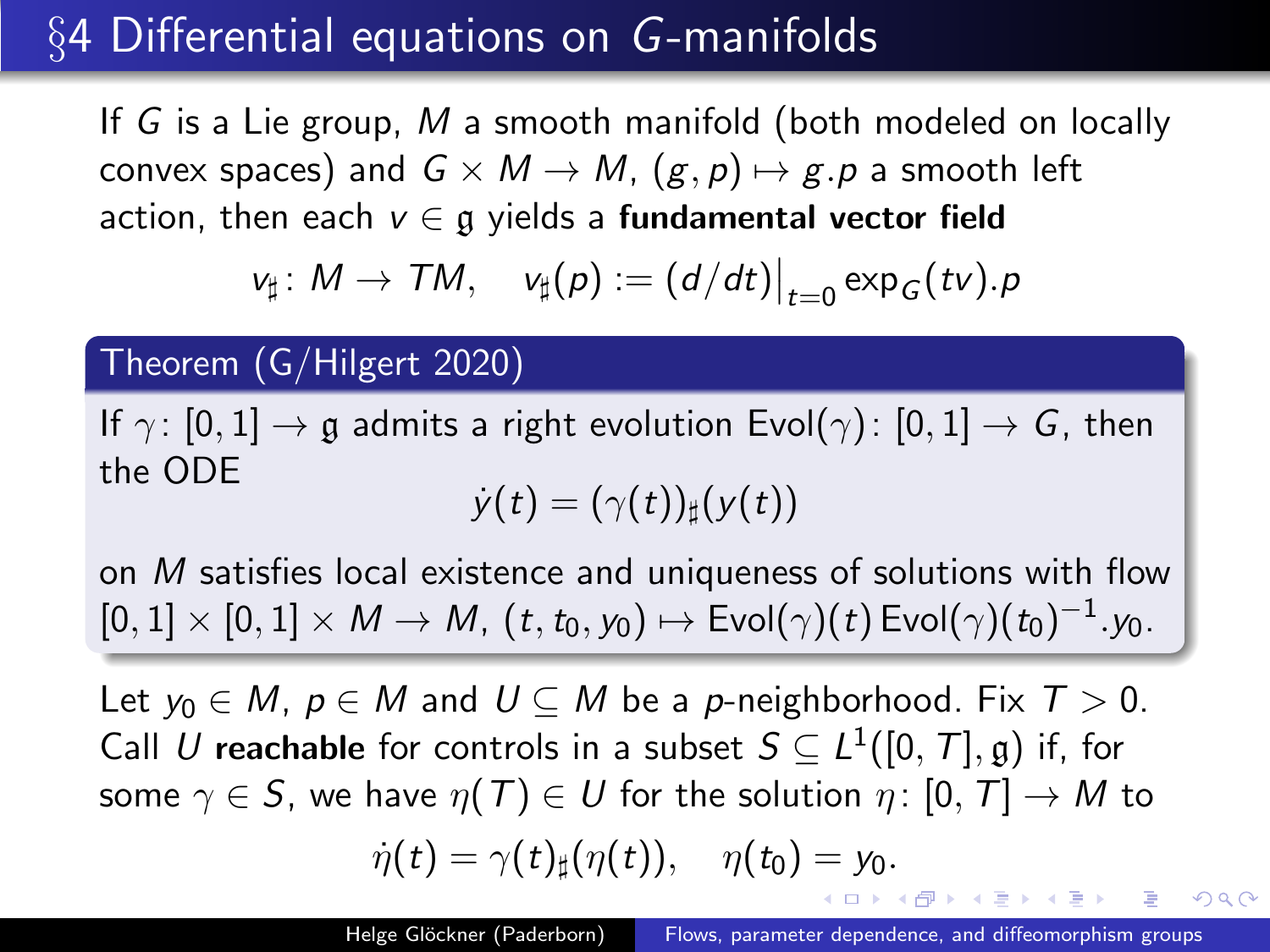# §4 Differential equations on $G$-manifolds

If $G$ is a Lie group, $M$ a smooth manifold (both modeled on locally convex spaces) and $G \times M \to M$, $(g,p) \mapsto g.p$ a smooth left action, then each $v \in \mathfrak{g}$ yields a **fundamental vector field**

$$v_\sharp \colon M \to TM, \quad v_\sharp(p) := (d/dt)\big|_{t=0} \exp_G(tv).p$$

**Theorem (G/Hilgert 2020)**

If $\gamma \colon [0,1] \to \mathfrak{g}$ admits a right evolution $\mathrm{Evol}(\gamma) \colon [0,1] \to G$, then the ODE

$$\dot{y}(t) = (\gamma(t))_\sharp(y(t))$$

on $M$ satisfies local existence and uniqueness of solutions with flow $[0,1] \times [0,1] \times M \to M$, $(t, t_0, y_0) \mapsto \mathrm{Evol}(\gamma)(t)\,\mathrm{Evol}(\gamma)(t_0)^{-1}.y_0$.

Let $y_0 \in M$, $p \in M$ and $U \subseteq M$ be a $p$-neighborhood. Fix $T > 0$. Call $U$ **reachable** for controls in a subset $S \subseteq L^1([0,T], \mathfrak{g})$ if, for some $\gamma \in S$, we have $\eta(T) \in U$ for the solution $\eta \colon [0,T] \to M$ to

$$\dot{\eta}(t) = \gamma(t)_\sharp(\eta(t)), \quad \eta(t_0) = y_0.$$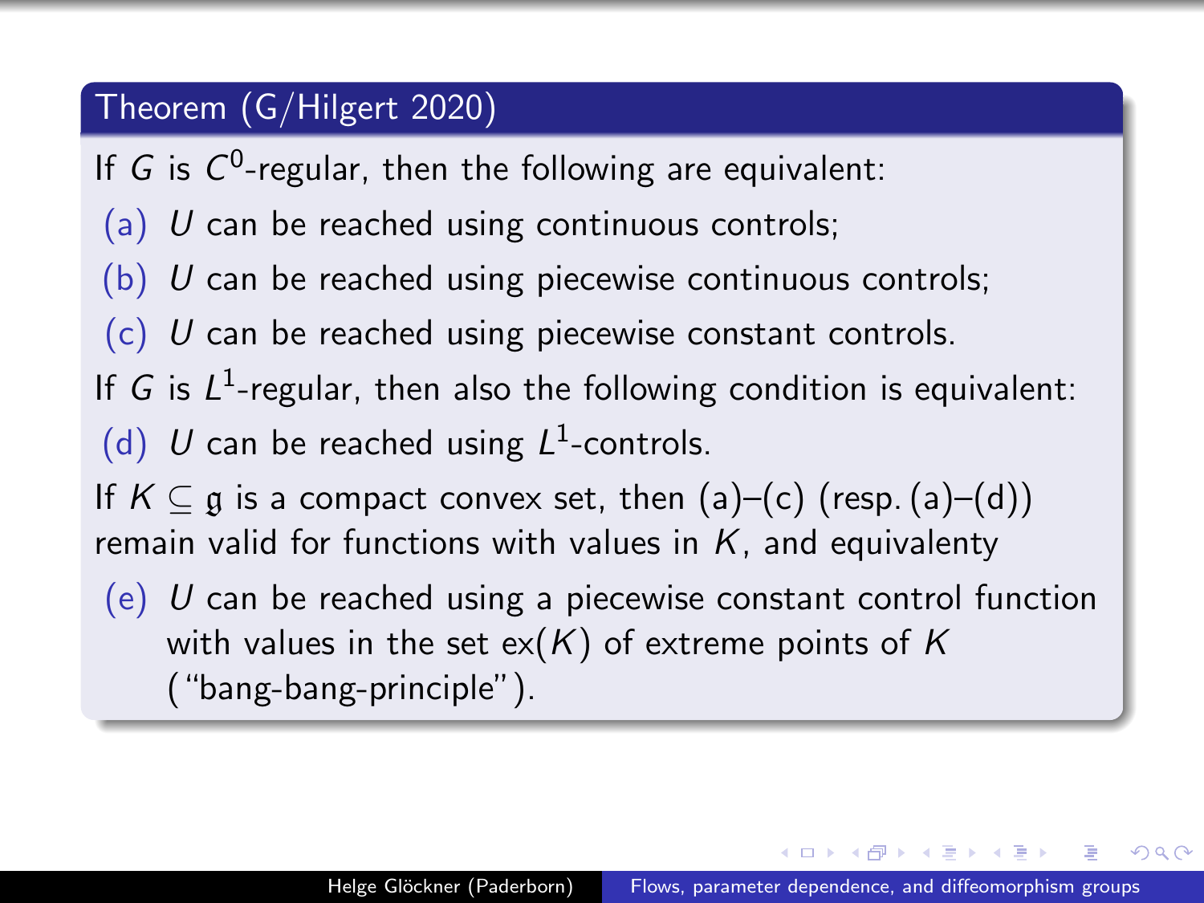**Theorem (G/Hilgert 2020)**

If $G$ is $C^0$-regular, then the following are equivalent:

(a) $U$ can be reached using continuous controls;

(b) $U$ can be reached using piecewise continuous controls;

(c) $U$ can be reached using piecewise constant controls.

If $G$ is $L^1$-regular, then also the following condition is equivalent:

(d) $U$ can be reached using $L^1$-controls.

If $K \subseteq \mathfrak{g}$ is a compact convex set, then (a)–(c) (resp. (a)–(d)) remain valid for functions with values in $K$, and equivalenty

(e) $U$ can be reached using a piecewise constant control function with values in the set $\text{ex}(K)$ of extreme points of $K$ ("bang-bang-principle").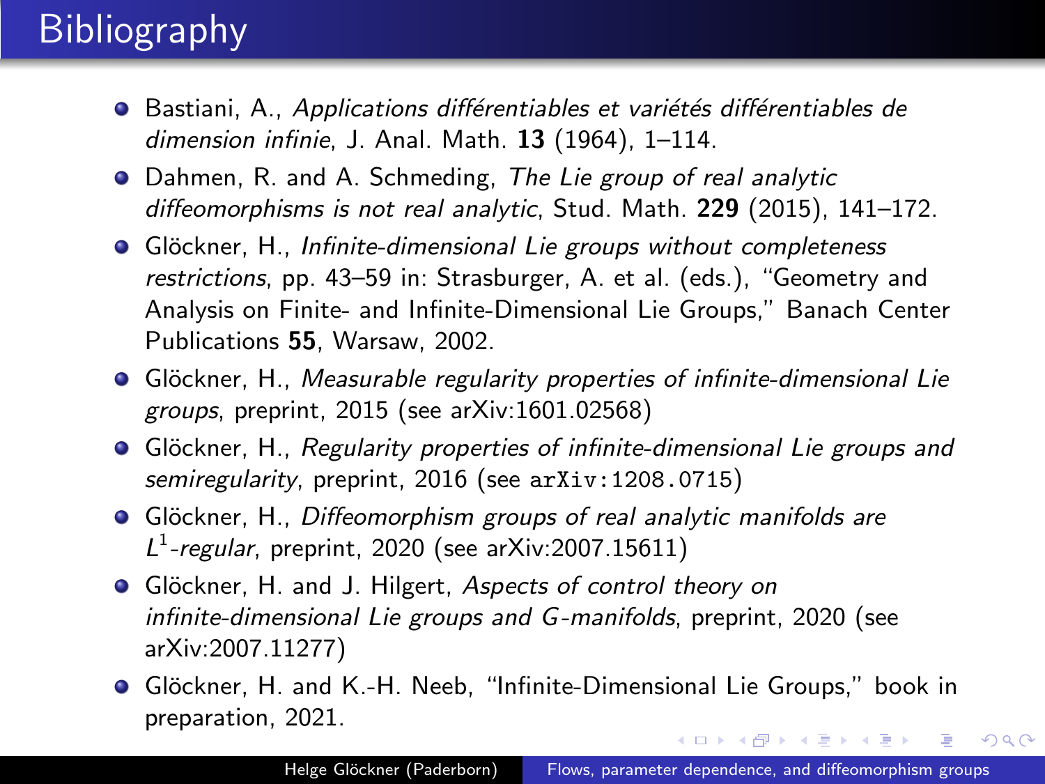# Bibliography

- Bastiani, A., *Applications différentiables et variétés différentiables de dimension infinie*, J. Anal. Math. **13** (1964), 1–114.
- Dahmen, R. and A. Schmeding, *The Lie group of real analytic diffeomorphisms is not real analytic*, Stud. Math. **229** (2015), 141–172.
- Glöckner, H., *Infinite-dimensional Lie groups without completeness restrictions*, pp. 43–59 in: Strasburger, A. et al. (eds.), "Geometry and Analysis on Finite- and Infinite-Dimensional Lie Groups," Banach Center Publications **55**, Warsaw, 2002.
- Glöckner, H., *Measurable regularity properties of infinite-dimensional Lie groups*, preprint, 2015 (see arXiv:1601.02568)
- Glöckner, H., *Regularity properties of infinite-dimensional Lie groups and semiregularity*, preprint, 2016 (see `arXiv:1208.0715`)
- Glöckner, H., *Diffeomorphism groups of real analytic manifolds are $L^1$-regular*, preprint, 2020 (see arXiv:2007.15611)
- Glöckner, H. and J. Hilgert, *Aspects of control theory on infinite-dimensional Lie groups and $G$-manifolds*, preprint, 2020 (see arXiv:2007.11277)
- Glöckner, H. and K.-H. Neeb, "Infinite-Dimensional Lie Groups," book in preparation, 2021.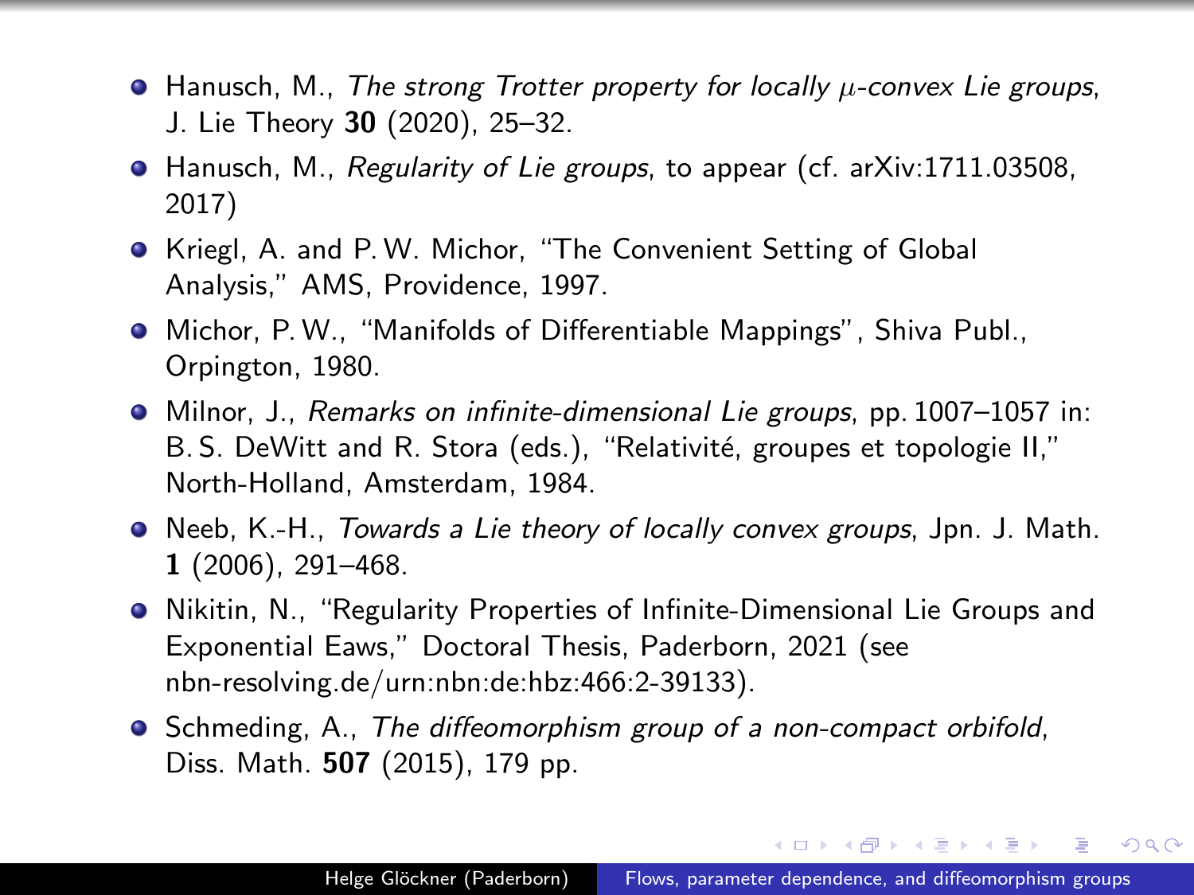- Hanusch, M., *The strong Trotter property for locally $\mu$-convex Lie groups*, J. Lie Theory **30** (2020), 25–32.
- Hanusch, M., *Regularity of Lie groups*, to appear (cf. arXiv:1711.03508, 2017)
- Kriegl, A. and P. W. Michor, "The Convenient Setting of Global Analysis," AMS, Providence, 1997.
- Michor, P. W., "Manifolds of Differentiable Mappings", Shiva Publ., Orpington, 1980.
- Milnor, J., *Remarks on infinite-dimensional Lie groups*, pp. 1007–1057 in: B. S. DeWitt and R. Stora (eds.), "Relativité, groupes et topologie II," North-Holland, Amsterdam, 1984.
- Neeb, K.-H., *Towards a Lie theory of locally convex groups*, Jpn. J. Math. **1** (2006), 291–468.
- Nikitin, N., "Regularity Properties of Infinite-Dimensional Lie Groups and Exponential Eaws," Doctoral Thesis, Paderborn, 2021 (see nbn-resolving.de/urn:nbn:de:hbz:466:2-39133).
- Schmeding, A., *The diffeomorphism group of a non-compact orbifold*, Diss. Math. **507** (2015), 179 pp.